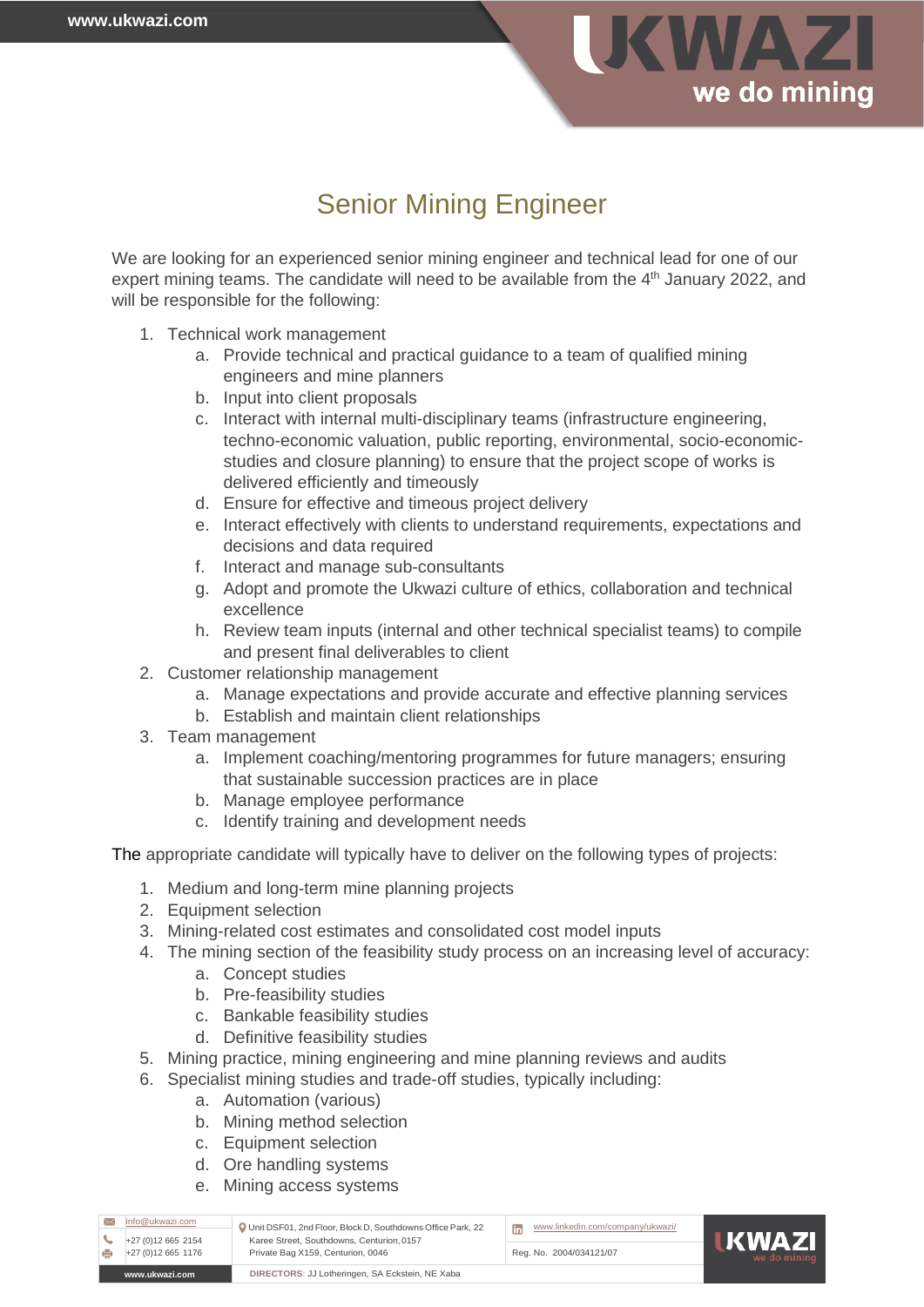# Senior Mining Engineer

We are looking for an experienced senior mining engineer and technical lead for one of our expert mining teams. The candidate will need to be available from the 4th January 2022, and will be responsible for the following:

1. Technical work management
   a. Provide technical and practical guidance to a team of qualified mining engineers and mine planners
   b. Input into client proposals
   c. Interact with internal multi-disciplinary teams (infrastructure engineering, techno-economic valuation, public reporting, environmental, socio-economic-studies and closure planning) to ensure that the project scope of works is delivered efficiently and timeously
   d. Ensure for effective and timeous project delivery
   e. Interact effectively with clients to understand requirements, expectations and decisions and data required
   f. Interact and manage sub-consultants
   g. Adopt and promote the Ukwazi culture of ethics, collaboration and technical excellence
   h. Review team inputs (internal and other technical specialist teams) to compile and present final deliverables to client
2. Customer relationship management
   a. Manage expectations and provide accurate and effective planning services
   b. Establish and maintain client relationships
3. Team management
   a. Implement coaching/mentoring programmes for future managers; ensuring that sustainable succession practices are in place
   b. Manage employee performance
   c. Identify training and development needs

The appropriate candidate will typically have to deliver on the following types of projects:

1. Medium and long-term mine planning projects
2. Equipment selection
3. Mining-related cost estimates and consolidated cost model inputs
4. The mining section of the feasibility study process on an increasing level of accuracy:
   a. Concept studies
   b. Pre-feasibility studies
   c. Bankable feasibility studies
   d. Definitive feasibility studies
5. Mining practice, mining engineering and mine planning reviews and audits
6. Specialist mining studies and trade-off studies, typically including:
   a. Automation (various)
   b. Mining method selection
   c. Equipment selection
   d. Ore handling systems
   e. Mining access systems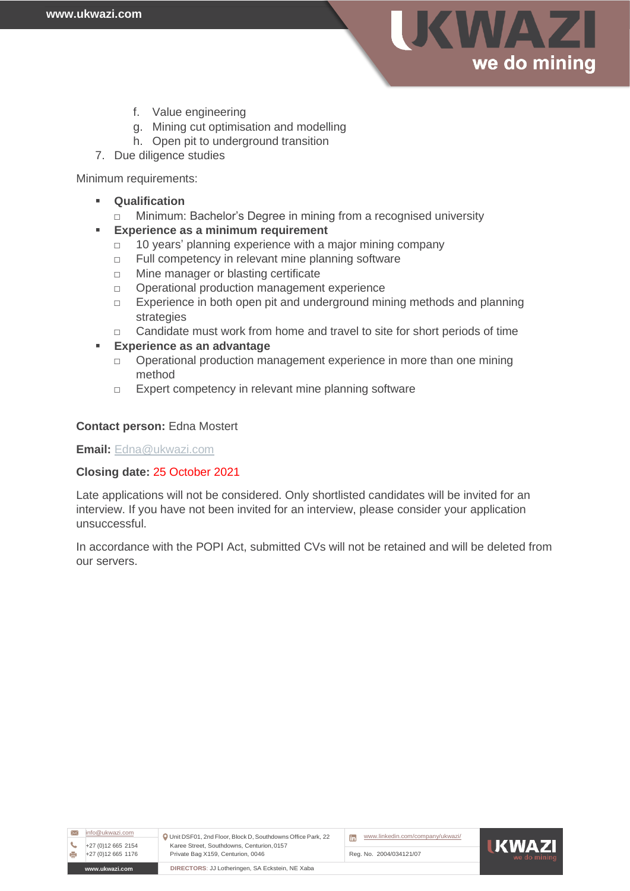f. Value engineering
   g. Mining cut optimisation and modelling
   h. Open pit to underground transition

7. Due diligence studies

Minimum requirements:

- **Qualification**
  - Minimum: Bachelor's Degree in mining from a recognised university
- **Experience as a minimum requirement**
  - 10 years' planning experience with a major mining company
  - Full competency in relevant mine planning software
  - Mine manager or blasting certificate
  - Operational production management experience
  - Experience in both open pit and underground mining methods and planning strategies
  - Candidate must work from home and travel to site for short periods of time
- **Experience as an advantage**
  - Operational production management experience in more than one mining method
  - Expert competency in relevant mine planning software

**Contact person:** Edna Mostert

**Email:** Edna@ukwazi.com

**Closing date:** 25 October 2021

Late applications will not be considered. Only shortlisted candidates will be invited for an interview. If you have not been invited for an interview, please consider your application unsuccessful.

In accordance with the POPI Act, submitted CVs will not be retained and will be deleted from our servers.